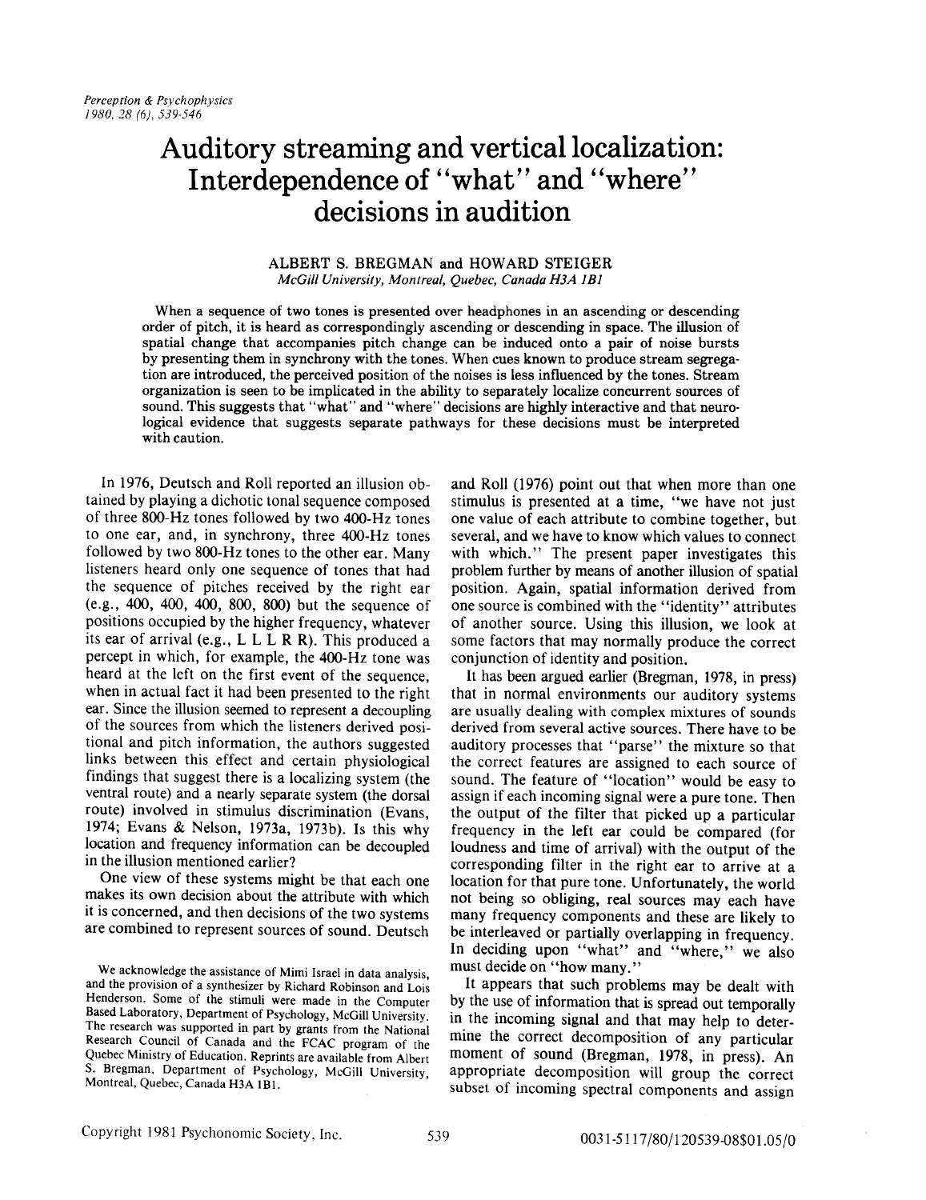# Auditory streaming and vertical localization: Interdependence of "what" and "where" decisions in audition

ALBERT S. BREGMAN and HOWARD STEIGER
*McGill University, Montreal, Quebec, Canada H3A 1B1*

When a sequence of two tones is presented over headphones in an ascending or descending order of pitch, it is heard as correspondingly ascending or descending in space. The illusion of spatial change that accompanies pitch change can be induced onto a pair of noise bursts by presenting them in synchrony with the tones. When cues known to produce stream segregation are introduced, the perceived position of the noises is less influenced by the tones. Stream organization is seen to be implicated in the ability to separately localize concurrent sources of sound. This suggests that "what" and "where" decisions are highly interactive and that neurological evidence that suggests separate pathways for these decisions must be interpreted with caution.

In 1976, Deutsch and Roll reported an illusion obtained by playing a dichotic tonal sequence composed of three 800-Hz tones followed by two 400-Hz tones to one ear, and, in synchrony, three 400-Hz tones followed by two 800-Hz tones to the other ear. Many listeners heard only one sequence of tones that had the sequence of pitches received by the right ear (e.g., 400, 400, 400, 800, 800) but the sequence of positions occupied by the higher frequency, whatever its ear of arrival (e.g., L L L R R). This produced a percept in which, for example, the 400-Hz tone was heard at the left on the first event of the sequence, when in actual fact it had been presented to the right ear. Since the illusion seemed to represent a decoupling of the sources from which the listeners derived positional and pitch information, the authors suggested links between this effect and certain physiological findings that suggest there is a localizing system (the ventral route) and a nearly separate system (the dorsal route) involved in stimulus discrimination (Evans, 1974; Evans & Nelson, 1973a, 1973b). Is this why location and frequency information can be decoupled in the illusion mentioned earlier?

One view of these systems might be that each one makes its own decision about the attribute with which it is concerned, and then decisions of the two systems are combined to represent sources of sound. Deutsch and Roll (1976) point out that when more than one stimulus is presented at a time, "we have not just one value of each attribute to combine together, but several, and we have to know which values to connect with which." The present paper investigates this problem further by means of another illusion of spatial position. Again, spatial information derived from one source is combined with the "identity" attributes of another source. Using this illusion, we look at some factors that may normally produce the correct conjunction of identity and position.

It has been argued earlier (Bregman, 1978, in press) that in normal environments our auditory systems are usually dealing with complex mixtures of sounds derived from several active sources. There have to be auditory processes that "parse" the mixture so that the correct features are assigned to each source of sound. The feature of "location" would be easy to assign if each incoming signal were a pure tone. Then the output of the filter that picked up a particular frequency in the left ear could be compared (for loudness and time of arrival) with the output of the corresponding filter in the right ear to arrive at a location for that pure tone. Unfortunately, the world not being so obliging, real sources may each have many frequency components and these are likely to be interleaved or partially overlapping in frequency. In deciding upon "what" and "where," we also must decide on "how many."

It appears that such problems may be dealt with by the use of information that is spread out temporally in the incoming signal and that may help to determine the correct decomposition of any particular moment of sound (Bregman, 1978, in press). An appropriate decomposition will group the correct subset of incoming spectral components and assign

We acknowledge the assistance of Mimi Israel in data analysis, and the provision of a synthesizer by Richard Robinson and Lois Henderson. Some of the stimuli were made in the Computer Based Laboratory, Department of Psychology, McGill University. The research was supported in part by grants from the National Research Council of Canada and the FCAC program of the Quebec Ministry of Education. Reprints are available from Albert S. Bregman, Department of Psychology, McGill University, Montreal, Quebec, Canada H3A 1B1.

Copyright 1981 Psychonomic Society, Inc. 0031-5117/80/120539-08$01.05/0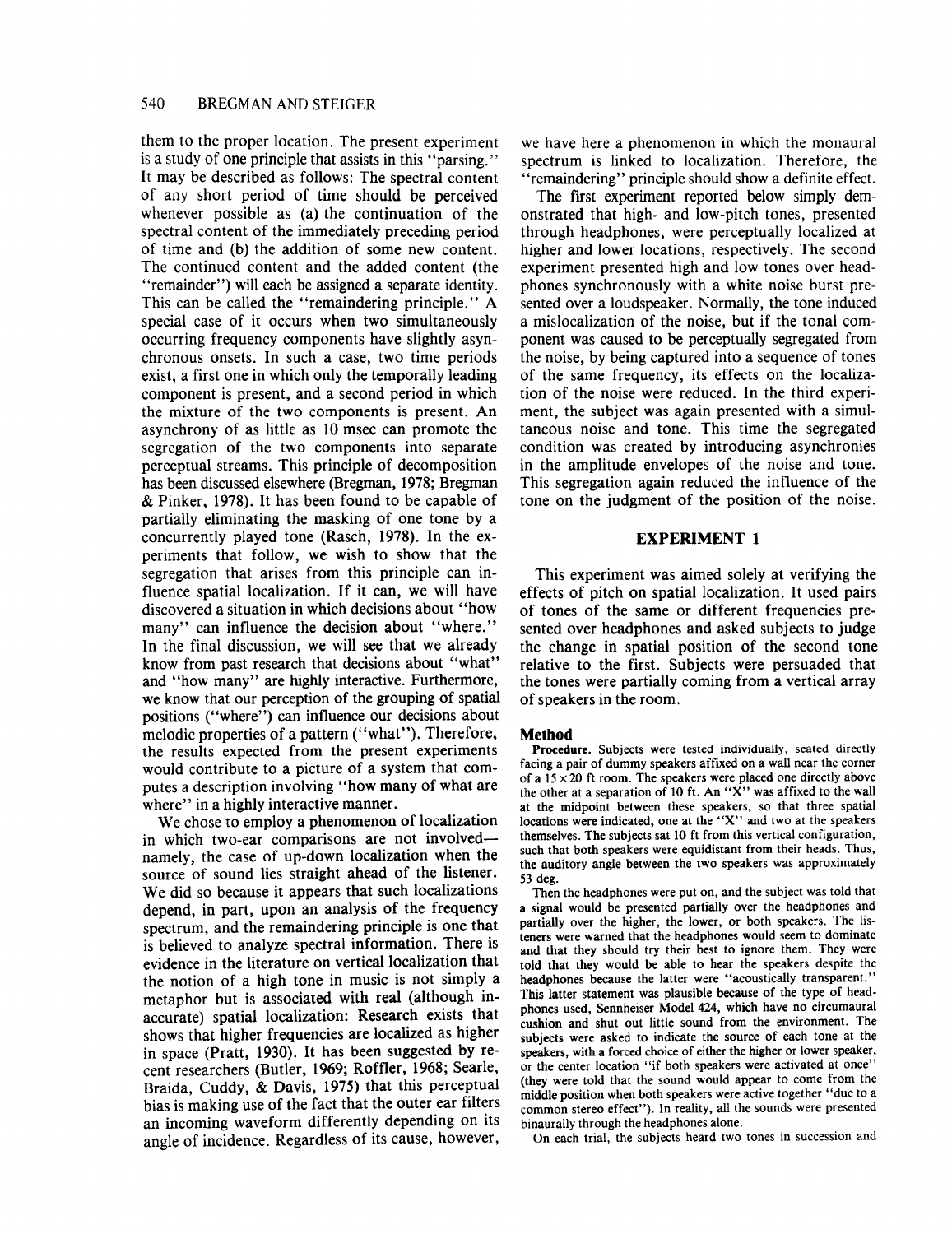them to the proper location. The present experiment is a study of one principle that assists in this "parsing." It may be described as follows: The spectral content of any short period of time should be perceived whenever possible as (a) the continuation of the spectral content of the immediately preceding period of time and (b) the addition of some new content. The continued content and the added content (the "remainder") will each be assigned a separate identity. This can be called the "remaindering principle." A special case of it occurs when two simultaneously occurring frequency components have slightly asynchronous onsets. In such a case, two time periods exist, a first one in which only the temporally leading component is present, and a second period in which the mixture of the two components is present. An asynchrony of as little as 10 msec can promote the segregation of the two components into separate perceptual streams. This principle of decomposition has been discussed elsewhere (Bregman, 1978; Bregman & Pinker, 1978). It has been found to be capable of partially eliminating the masking of one tone by a concurrently played tone (Rasch, 1978). In the experiments that follow, we wish to show that the segregation that arises from this principle can influence spatial localization. If it can, we will have discovered a situation in which decisions about "how many" can influence the decision about "where." In the final discussion, we will see that we already know from past research that decisions about "what" and "how many" are highly interactive. Furthermore, we know that our perception of the grouping of spatial positions ("where") can influence our decisions about melodic properties of a pattern ("what"). Therefore, the results expected from the present experiments would contribute to a picture of a system that computes a description involving "how many of what are where" in a highly interactive manner.

We chose to employ a phenomenon of localization in which two-ear comparisons are not involved—namely, the case of up-down localization when the source of sound lies straight ahead of the listener. We did so because it appears that such localizations depend, in part, upon an analysis of the frequency spectrum, and the remaindering principle is one that is believed to analyze spectral information. There is evidence in the literature on vertical localization that the notion of a high tone in music is not simply a metaphor but is associated with real (although inaccurate) spatial localization: Research exists that shows that higher frequencies are localized as higher in space (Pratt, 1930). It has been suggested by recent researchers (Butler, 1969; Roffler, 1968; Searle, Braida, Cuddy, & Davis, 1975) that this perceptual bias is making use of the fact that the outer ear filters an incoming waveform differently depending on its angle of incidence. Regardless of its cause, however, we have here a phenomenon in which the monaural spectrum is linked to localization. Therefore, the "remaindering" principle should show a definite effect.

The first experiment reported below simply demonstrated that high- and low-pitch tones, presented through headphones, were perceptually localized at higher and lower locations, respectively. The second experiment presented high and low tones over headphones synchronously with a white noise burst presented over a loudspeaker. Normally, the tone induced a mislocalization of the noise, but if the tonal component was caused to be perceptually segregated from the noise, by being captured into a sequence of tones of the same frequency, its effects on the localization of the noise were reduced. In the third experiment, the subject was again presented with a simultaneous noise and tone. This time the segregated condition was created by introducing asynchronies in the amplitude envelopes of the noise and tone. This segregation again reduced the influence of the tone on the judgment of the position of the noise.

## EXPERIMENT 1

This experiment was aimed solely at verifying the effects of pitch on spatial localization. It used pairs of tones of the same or different frequencies presented over headphones and asked subjects to judge the change in spatial position of the second tone relative to the first. Subjects were persuaded that the tones were partially coming from a vertical array of speakers in the room.

### Method

**Procedure.** Subjects were tested individually, seated directly facing a pair of dummy speakers affixed on a wall near the corner of a 15 × 20 ft room. The speakers were placed one directly above the other at a separation of 10 ft. An "X" was affixed to the wall at the midpoint between these speakers, so that three spatial locations were indicated, one at the "X" and two at the speakers themselves. The subjects sat 10 ft from this vertical configuration, such that both speakers were equidistant from their heads. Thus, the auditory angle between the two speakers was approximately 53 deg.

Then the headphones were put on, and the subject was told that a signal would be presented partially over the headphones and partially over the higher, the lower, or both speakers. The listeners were warned that the headphones would seem to dominate and that they should try their best to ignore them. They were told that they would be able to hear the speakers despite the headphones because the latter were "acoustically transparent." This latter statement was plausible because of the type of headphones used, Sennheiser Model 424, which have no circumaural cushion and shut out little sound from the environment. The subjects were asked to indicate the source of each tone at the speakers, with a forced choice of either the higher or lower speaker, or the center location "if both speakers were activated at once" (they were told that the sound would appear to come from the middle position when both speakers were active together "due to a common stereo effect"). In reality, all the sounds were presented binaurally through the headphones alone.

On each trial, the subjects heard two tones in succession and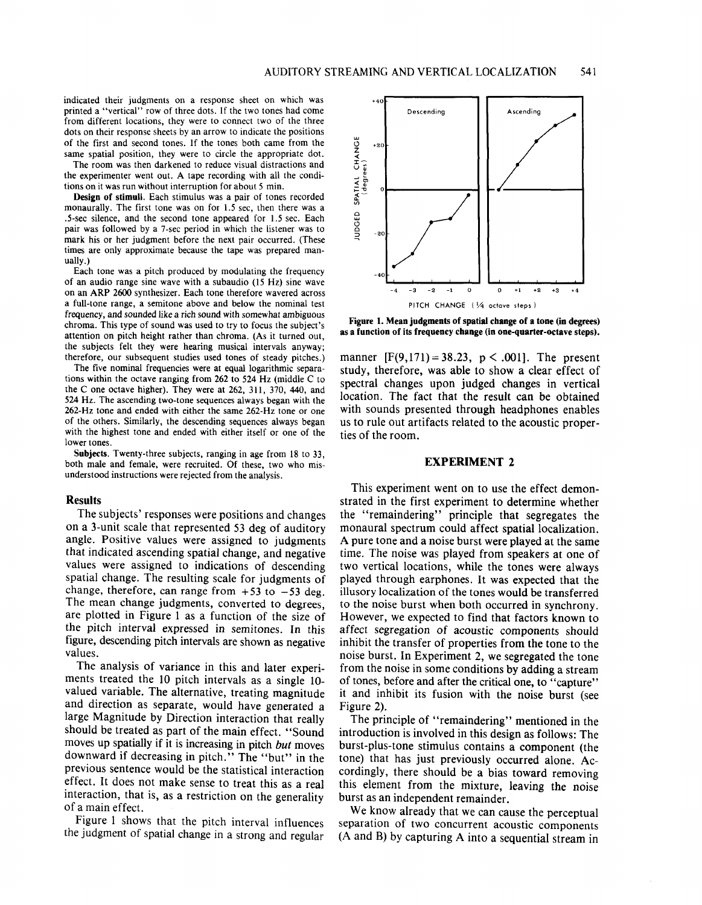indicated their judgments on a response sheet on which was printed a "vertical" row of three dots. If the two tones had come from different locations, they were to connect two of the three dots on their response sheets by an arrow to indicate the positions of the first and second tones. If the tones both came from the same spatial position, they were to circle the appropriate dot.

The room was then darkened to reduce visual distractions and the experimenter went out. A tape recording with all the conditions on it was run without interruption for about 5 min.

**Design of stimuli.** Each stimulus was a pair of tones recorded monaurally. The first tone was on for 1.5 sec, then there was a .5-sec silence, and the second tone appeared for 1.5 sec. Each pair was followed by a 7-sec period in which the listener was to mark his or her judgment before the next pair occurred. (These times are only approximate because the tape was prepared manually.)

Each tone was a pitch produced by modulating the frequency of an audio range sine wave with a subaudio (15 Hz) sine wave on an ARP 2600 synthesizer. Each tone therefore wavered across a full-tone range, a semitone above and below the nominal test frequency, and sounded like a rich sound with somewhat ambiguous chroma. This type of sound was used to try to focus the subject's attention on pitch height rather than chroma. (As it turned out, the subjects felt they were hearing musical intervals anyway; therefore, our subsequent studies used tones of steady pitches.)

The five nominal frequencies were at equal logarithmic separations within the octave ranging from 262 to 524 Hz (middle C to the C one octave higher). They were at 262, 311, 370, 440, and 524 Hz. The ascending two-tone sequences always began with the 262-Hz tone and ended with either the same 262-Hz tone or one of the others. Similarly, the descending sequences always began with the highest tone and ended with either itself or one of the lower tones.

**Subjects.** Twenty-three subjects, ranging in age from 18 to 33, both male and female, were recruited. Of these, two who misunderstood instructions were rejected from the analysis.

### Results

The subjects' responses were positions and changes on a 3-unit scale that represented 53 deg of auditory angle. Positive values were assigned to judgments that indicated ascending spatial change, and negative values were assigned to indications of descending spatial change. The resulting scale for judgments of change, therefore, can range from +53 to −53 deg. The mean change judgments, converted to degrees, are plotted in Figure 1 as a function of the size of the pitch interval expressed in semitones. In this figure, descending pitch intervals are shown as negative values.

The analysis of variance in this and later experiments treated the 10 pitch intervals as a single 10-valued variable. The alternative, treating magnitude and direction as separate, would have generated a large Magnitude by Direction interaction that really should be treated as part of the main effect. "Sound moves up spatially if it is increasing in pitch *but* moves downward if decreasing in pitch." The "but" in the previous sentence would be the statistical interaction effect. It does not make sense to treat this as a real interaction, that is, as a restriction on the generality of a main effect.

Figure 1 shows that the pitch interval influences the judgment of spatial change in a strong and regular manner [$F(9,171) = 38.23$, $p < .001$]. The present study, therefore, was able to show a clear effect of spectral changes upon judged changes in vertical location. The fact that the result can be obtained with sounds presented through headphones enables us to rule out artifacts related to the acoustic properties of the room.

**Figure 1. Mean judgments of spatial change of a tone (in degrees) as a function of its frequency change (in one-quarter-octave steps).**

## EXPERIMENT 2

This experiment went on to use the effect demonstrated in the first experiment to determine whether the "remaindering" principle that segregates the monaural spectrum could affect spatial localization. A pure tone and a noise burst were played at the same time. The noise was played from speakers at one of two vertical locations, while the tones were always played through earphones. It was expected that the illusory localization of the tones would be transferred to the noise burst when both occurred in synchrony. However, we expected to find that factors known to affect segregation of acoustic components should inhibit the transfer of properties from the tone to the noise burst. In Experiment 2, we segregated the tone from the noise in some conditions by adding a stream of tones, before and after the critical one, to "capture" it and inhibit its fusion with the noise burst (see Figure 2).

The principle of "remaindering" mentioned in the introduction is involved in this design as follows: The burst-plus-tone stimulus contains a component (the tone) that has just previously occurred alone. Accordingly, there should be a bias toward removing this element from the mixture, leaving the noise burst as an independent remainder.

We know already that we can cause the perceptual separation of two concurrent acoustic components (A and B) by capturing A into a sequential stream in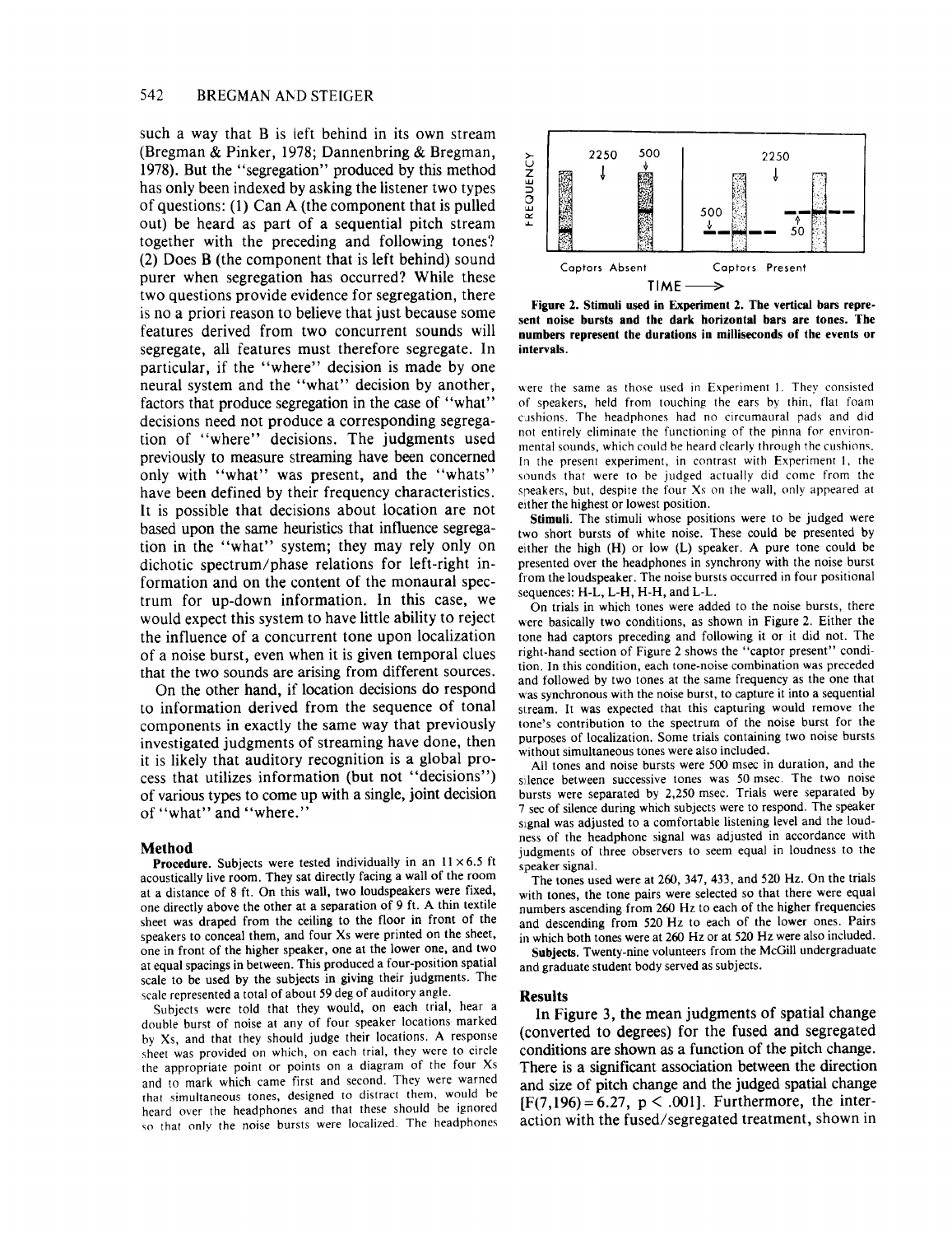such a way that B is left behind in its own stream (Bregman & Pinker, 1978; Dannenbring & Bregman, 1978). But the "segregation" produced by this method has only been indexed by asking the listener two types of questions: (1) Can A (the component that is pulled out) be heard as part of a sequential pitch stream together with the preceding and following tones? (2) Does B (the component that is left behind) sound purer when segregation has occurred? While these two questions provide evidence for segregation, there is no a priori reason to believe that just because some features derived from two concurrent sounds will segregate, all features must therefore segregate. In particular, if the "where" decision is made by one neural system and the "what" decision by another, factors that produce segregation in the case of "what" decisions need not produce a corresponding segregation of "where" decisions. The judgments used previously to measure streaming have been concerned only with "what" was present, and the "whats" have been defined by their frequency characteristics. It is possible that decisions about location are not based upon the same heuristics that influence segregation in the "what" system; they may rely only on dichotic spectrum/phase relations for left-right information and on the content of the monaural spectrum for up-down information. In this case, we would expect this system to have little ability to reject the influence of a concurrent tone upon localization of a noise burst, even when it is given temporal clues that the two sounds are arising from different sources.

On the other hand, if location decisions do respond to information derived from the sequence of tonal components in exactly the same way that previously investigated judgments of streaming have done, then it is likely that auditory recognition is a global process that utilizes information (but not "decisions") of various types to come up with a single, joint decision of "what" and "where."

## Method

**Procedure.** Subjects were tested individually in an $11 \times 6.5$ ft acoustically live room. They sat directly facing a wall of the room at a distance of 8 ft. On this wall, two loudspeakers were fixed, one directly above the other at a separation of 9 ft. A thin textile sheet was draped from the ceiling to the floor in front of the speakers to conceal them, and four Xs were printed on the sheet, one in front of the higher speaker, one at the lower one, and two at equal spacings in between. This produced a four-position spatial scale to be used by the subjects in giving their judgments. The scale represented a total of about 59 deg of auditory angle.

Subjects were told that they would, on each trial, hear a double burst of noise at any of four speaker locations marked by Xs, and that they should judge their locations. A response sheet was provided on which, on each trial, they were to circle the appropriate point or points on a diagram of the four Xs and to mark which came first and second. They were warned that simultaneous tones, designed to distract them, would be heard over the headphones and that these should be ignored so that only the noise bursts were localized. The headphones

FREQUENCY

2250 500 2250

500 50

Captors Absent Captors Present

TIME ⟶

**Figure 2. Stimuli used in Experiment 2. The vertical bars represent noise bursts and the dark horizontal bars are tones. The numbers represent the durations in milliseconds of the events or intervals.**

were the same as those used in Experiment 1. They consisted of speakers, held from touching the ears by thin, flat foam cushions. The headphones had no circumaural pads and did not entirely eliminate the functioning of the pinna for environmental sounds, which could be heard clearly through the cushions. In the present experiment, in contrast with Experiment 1, the sounds that were to be judged actually did come from the speakers, but, despite the four Xs on the wall, only appeared at either the highest or lowest position.

**Stimuli.** The stimuli whose positions were to be judged were two short bursts of white noise. These could be presented by either the high (H) or low (L) speaker. A pure tone could be presented over the headphones in synchrony with the noise burst from the loudspeaker. The noise bursts occurred in four positional sequences: H-L, L-H, H-H, and L-L.

On trials in which tones were added to the noise bursts, there were basically two conditions, as shown in Figure 2. Either the tone had captors preceding and following it or it did not. The right-hand section of Figure 2 shows the "captor present" condition. In this condition, each tone-noise combination was preceded and followed by two tones at the same frequency as the one that was synchronous with the noise burst, to capture it into a sequential stream. It was expected that this capturing would remove the tone's contribution to the spectrum of the noise burst for the purposes of localization. Some trials containing two noise bursts without simultaneous tones were also included.

All tones and noise bursts were 500 msec in duration, and the silence between successive tones was 50 msec. The two noise bursts were separated by 2,250 msec. Trials were separated by 7 sec of silence during which subjects were to respond. The speaker signal was adjusted to a comfortable listening level and the loudness of the headphone signal was adjusted in accordance with judgments of three observers to seem equal in loudness to the speaker signal.

The tones used were at 260, 347, 433, and 520 Hz. On the trials with tones, the tone pairs were selected so that there were equal numbers ascending from 260 Hz to each of the higher frequencies and descending from 520 Hz to each of the lower ones. Pairs in which both tones were at 260 Hz or at 520 Hz were also included.

**Subjects.** Twenty-nine volunteers from the McGill undergraduate and graduate student body served as subjects.

## Results

In Figure 3, the mean judgments of spatial change (converted to degrees) for the fused and segregated conditions are shown as a function of the pitch change. There is a significant association between the direction and size of pitch change and the judged spatial change [$F(7,196) = 6.27$, $p < .001$]. Furthermore, the interaction with the fused/segregated treatment, shown in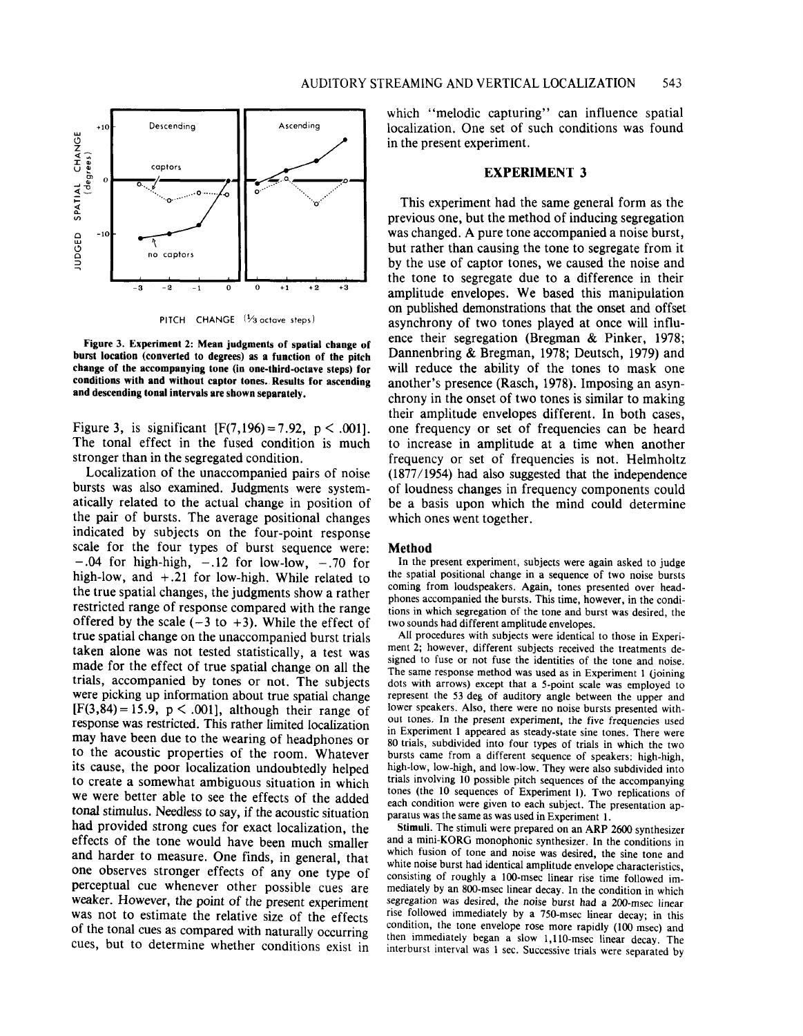Figure 3. Experiment 2: Mean judgments of spatial change of burst location (converted to degrees) as a function of the pitch change of the accompanying tone (in one-third-octave steps) for conditions with and without captor tones. Results for ascending and descending tonal intervals are shown separately.

Figure 3, is significant [$F(7,196) = 7.92$, $p < .001$]. The tonal effect in the fused condition is much stronger than in the segregated condition.

Localization of the unaccompanied pairs of noise bursts was also examined. Judgments were systematically related to the actual change in position of the pair of bursts. The average positional changes indicated by subjects on the four-point response scale for the four types of burst sequence were: −.04 for high-high, −.12 for low-low, −.70 for high-low, and +.21 for low-high. While related to the true spatial changes, the judgments show a rather restricted range of response compared with the range offered by the scale (−3 to +3). While the effect of true spatial change on the unaccompanied burst trials taken alone was not tested statistically, a test was made for the effect of true spatial change on all the trials, accompanied by tones or not. The subjects were picking up information about true spatial change [$F(3,84) = 15.9$, $p < .001$], although their range of response was restricted. This rather limited localization may have been due to the wearing of headphones or to the acoustic properties of the room. Whatever its cause, the poor localization undoubtedly helped to create a somewhat ambiguous situation in which we were better able to see the effects of the added tonal stimulus. Needless to say, if the acoustic situation had provided strong cues for exact localization, the effects of the tone would have been much smaller and harder to measure. One finds, in general, that one observes stronger effects of any one type of perceptual cue whenever other possible cues are weaker. However, the point of the present experiment was not to estimate the relative size of the effects of the tonal cues as compared with naturally occurring cues, but to determine whether conditions exist in which "melodic capturing" can influence spatial localization. One set of such conditions was found in the present experiment.

## EXPERIMENT 3

This experiment had the same general form as the previous one, but the method of inducing segregation was changed. A pure tone accompanied a noise burst, but rather than causing the tone to segregate from it by the use of captor tones, we caused the noise and the tone to segregate due to a difference in their amplitude envelopes. We based this manipulation on published demonstrations that the onset and offset asynchrony of two tones played at once will influence their segregation (Bregman & Pinker, 1978; Dannenbring & Bregman, 1978; Deutsch, 1979) and will reduce the ability of the tones to mask one another's presence (Rasch, 1978). Imposing an asynchrony in the onset of two tones is similar to making their amplitude envelopes different. In both cases, one frequency or set of frequencies can be heard to increase in amplitude at a time when another frequency or set of frequencies is not. Helmholtz (1877/1954) had also suggested that the independence of loudness changes in frequency components could be a basis upon which the mind could determine which ones went together.

### Method

In the present experiment, subjects were again asked to judge the spatial positional change in a sequence of two noise bursts coming from loudspeakers. Again, tones presented over headphones accompanied the bursts. This time, however, in the conditions in which segregation of the tone and burst was desired, the two sounds had different amplitude envelopes.

All procedures with subjects were identical to those in Experiment 2; however, different subjects received the treatments designed to fuse or not fuse the identities of the tone and noise. The same response method was used as in Experiment 1 (joining dots with arrows) except that a 5-point scale was employed to represent the 53 deg of auditory angle between the upper and lower speakers. Also, there were no noise bursts presented without tones. In the present experiment, the five frequencies used in Experiment 1 appeared as steady-state sine tones. There were 80 trials, subdivided into four types of trials in which the two bursts came from a different sequence of speakers: high-high, high-low, low-high, and low-low. They were also subdivided into trials involving 10 possible pitch sequences of the accompanying tones (the 10 sequences of Experiment 1). Two replications of each condition were given to each subject. The presentation apparatus was the same as was used in Experiment 1.

**Stimuli.** The stimuli were prepared on an ARP 2600 synthesizer and a mini-KORG monophonic synthesizer. In the conditions in which fusion of tone and noise was desired, the sine tone and white noise burst had identical amplitude envelope characteristics, consisting of roughly a 100-msec linear rise time followed immediately by an 800-msec linear decay. In the condition in which segregation was desired, the noise burst had a 200-msec linear rise followed immediately by a 750-msec linear decay; in this condition, the tone envelope rose more rapidly (100 msec) and then immediately began a slow 1,110-msec linear decay. The interburst interval was 1 sec. Successive trials were separated by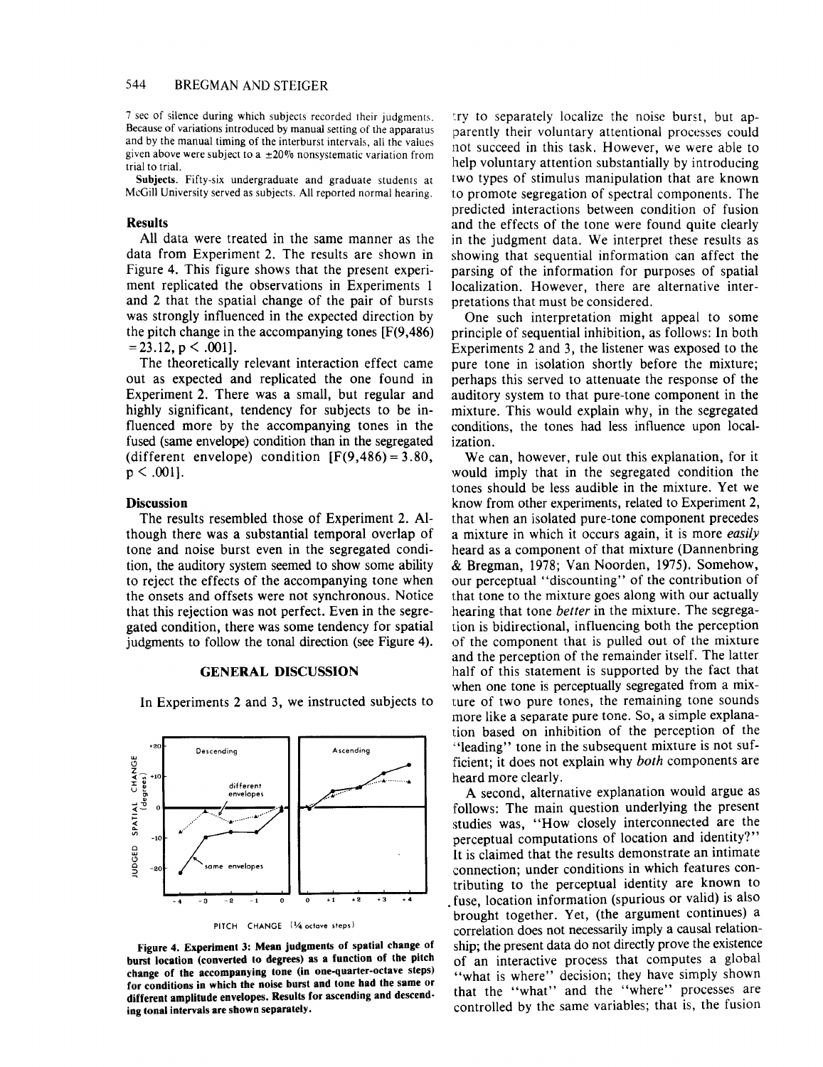7 sec of silence during which subjects recorded their judgments. Because of variations introduced by manual setting of the apparatus and by the manual timing of the interburst intervals, all the values given above were subject to a ±20% nonsystematic variation from trial to trial.

**Subjects.** Fifty-six undergraduate and graduate students at McGill University served as subjects. All reported normal hearing.

## Results

All data were treated in the same manner as the data from Experiment 2. The results are shown in Figure 4. This figure shows that the present experiment replicated the observations in Experiments 1 and 2 that the spatial change of the pair of bursts was strongly influenced in the expected direction by the pitch change in the accompanying tones [$F(9,486) = 23.12$, $p < .001$].

The theoretically relevant interaction effect came out as expected and replicated the one found in Experiment 2. There was a small, but regular and highly significant, tendency for subjects to be influenced more by the accompanying tones in the fused (same envelope) condition than in the segregated (different envelope) condition [$F(9,486) = 3.80$, $p < .001$].

## Discussion

The results resembled those of Experiment 2. Although there was a substantial temporal overlap of tone and noise burst even in the segregated condition, the auditory system seemed to show some ability to reject the effects of the accompanying tone when the onsets and offsets were not synchronous. Notice that this rejection was not perfect. Even in the segregated condition, there was some tendency for spatial judgments to follow the tonal direction (see Figure 4).

## GENERAL DISCUSSION

In Experiments 2 and 3, we instructed subjects to try to separately localize the noise burst, but apparently their voluntary attentional processes could not succeed in this task. However, we were able to help voluntary attention substantially by introducing two types of stimulus manipulation that are known to promote segregation of spectral components. The predicted interactions between condition of fusion and the effects of the tone were found quite clearly in the judgment data. We interpret these results as showing that sequential information can affect the parsing of the information for purposes of spatial localization. However, there are alternative interpretations that must be considered.

**Figure 4. Experiment 3: Mean judgments of spatial change of burst location (converted to degrees) as a function of the pitch change of the accompanying tone (in one-quarter-octave steps) for conditions in which the noise burst and tone had the same or different amplitude envelopes. Results for ascending and descending tonal intervals are shown separately.**

One such interpretation might appeal to some principle of sequential inhibition, as follows: In both Experiments 2 and 3, the listener was exposed to the pure tone in isolation shortly before the mixture; perhaps this served to attenuate the response of the auditory system to that pure-tone component in the mixture. This would explain why, in the segregated conditions, the tones had less influence upon localization.

We can, however, rule out this explanation, for it would imply that in the segregated condition the tones should be less audible in the mixture. Yet we know from other experiments, related to Experiment 2, that when an isolated pure-tone component precedes a mixture in which it occurs again, it is more *easily* heard as a component of that mixture (Dannenbring & Bregman, 1978; Van Noorden, 1975). Somehow, our perceptual "discounting" of the contribution of that tone to the mixture goes along with our actually hearing that tone *better* in the mixture. The segregation is bidirectional, influencing both the perception of the component that is pulled out of the mixture and the perception of the remainder itself. The latter half of this statement is supported by the fact that when one tone is perceptually segregated from a mixture of two pure tones, the remaining tone sounds more like a separate pure tone. So, a simple explanation based on inhibition of the perception of the "leading" tone in the subsequent mixture is not sufficient; it does not explain why *both* components are heard more clearly.

A second, alternative explanation would argue as follows: The main question underlying the present studies was, "How closely interconnected are the perceptual computations of location and identity?" It is claimed that the results demonstrate an intimate connection; under conditions in which features contributing to the perceptual identity are known to fuse, location information (spurious or valid) is also brought together. Yet, (the argument continues) a correlation does not necessarily imply a causal relationship; the present data do not directly prove the existence of an interactive process that computes a global "what is where" decision; they have simply shown that the "what" and the "where" processes are controlled by the same variables; that is, the fusion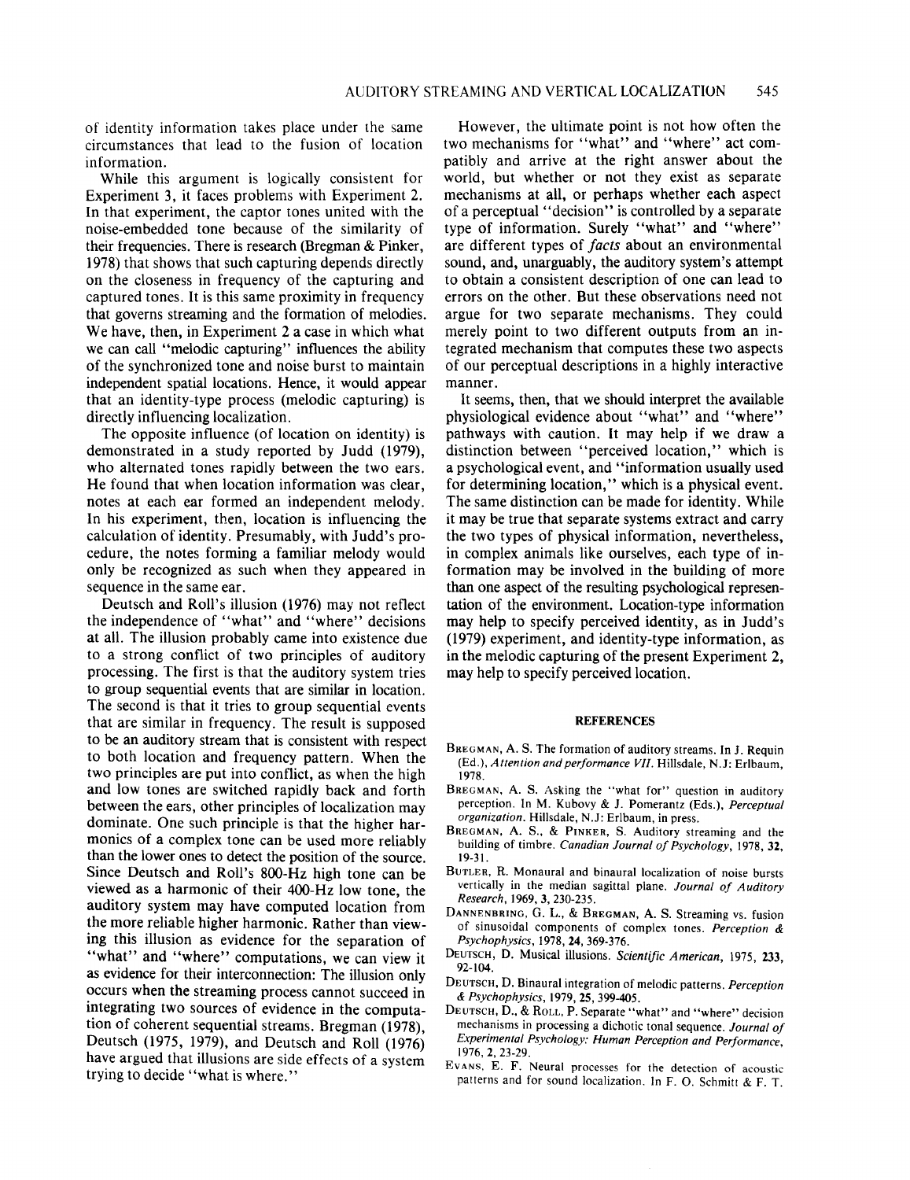of identity information takes place under the same circumstances that lead to the fusion of location information.

While this argument is logically consistent for Experiment 3, it faces problems with Experiment 2. In that experiment, the captor tones united with the noise-embedded tone because of the similarity of their frequencies. There is research (Bregman & Pinker, 1978) that shows that such capturing depends directly on the closeness in frequency of the capturing and captured tones. It is this same proximity in frequency that governs streaming and the formation of melodies. We have, then, in Experiment 2 a case in which what we can call "melodic capturing" influences the ability of the synchronized tone and noise burst to maintain independent spatial locations. Hence, it would appear that an identity-type process (melodic capturing) is directly influencing localization.

The opposite influence (of location on identity) is demonstrated in a study reported by Judd (1979), who alternated tones rapidly between the two ears. He found that when location information was clear, notes at each ear formed an independent melody. In his experiment, then, location is influencing the calculation of identity. Presumably, with Judd's procedure, the notes forming a familiar melody would only be recognized as such when they appeared in sequence in the same ear.

Deutsch and Roll's illusion (1976) may not reflect the independence of "what" and "where" decisions at all. The illusion probably came into existence due to a strong conflict of two principles of auditory processing. The first is that the auditory system tries to group sequential events that are similar in location. The second is that it tries to group sequential events that are similar in frequency. The result is supposed to be an auditory stream that is consistent with respect to both location and frequency pattern. When the two principles are put into conflict, as when the high and low tones are switched rapidly back and forth between the ears, other principles of localization may dominate. One such principle is that the higher harmonics of a complex tone can be used more reliably than the lower ones to detect the position of the source. Since Deutsch and Roll's 800-Hz high tone can be viewed as a harmonic of their 400-Hz low tone, the auditory system may have computed location from the more reliable higher harmonic. Rather than viewing this illusion as evidence for the separation of "what" and "where" computations, we can view it as evidence for their interconnection: The illusion only occurs when the streaming process cannot succeed in integrating two sources of evidence in the computation of coherent sequential streams. Bregman (1978), Deutsch (1975, 1979), and Deutsch and Roll (1976) have argued that illusions are side effects of a system trying to decide "what is where."

However, the ultimate point is not how often the two mechanisms for "what" and "where" act compatibly and arrive at the right answer about the world, but whether or not they exist as separate mechanisms at all, or perhaps whether each aspect of a perceptual "decision" is controlled by a separate type of information. Surely "what" and "where" are different types of *facts* about an environmental sound, and, unarguably, the auditory system's attempt to obtain a consistent description of one can lead to errors on the other. But these observations need not argue for two separate mechanisms. They could merely point to two different outputs from an integrated mechanism that computes these two aspects of our perceptual descriptions in a highly interactive manner.

It seems, then, that we should interpret the available physiological evidence about "what" and "where" pathways with caution. It may help if we draw a distinction between "perceived location," which is a psychological event, and "information usually used for determining location," which is a physical event. The same distinction can be made for identity. While it may be true that separate systems extract and carry the two types of physical information, nevertheless, in complex animals like ourselves, each type of information may be involved in the building of more than one aspect of the resulting psychological representation of the environment. Location-type information may help to specify perceived identity, as in Judd's (1979) experiment, and identity-type information, as in the melodic capturing of the present Experiment 2, may help to specify perceived location.

## REFERENCES

Bregman, A. S. The formation of auditory streams. In J. Requin (Ed.), *Attention and performance VII*. Hillsdale, N.J: Erlbaum, 1978.

Bregman, A. S. Asking the "what for" question in auditory perception. In M. Kubovy & J. Pomerantz (Eds.), *Perceptual organization*. Hillsdale, N.J: Erlbaum, in press.

Bregman, A. S., & Pinker, S. Auditory streaming and the building of timbre. *Canadian Journal of Psychology*, 1978, **32**, 19-31.

Butler, R. Monaural and binaural localization of noise bursts vertically in the median sagittal plane. *Journal of Auditory Research*, 1969, **3**, 230-235.

Dannenbring, G. L., & Bregman, A. S. Streaming vs. fusion of sinusoidal components of complex tones. *Perception & Psychophysics*, 1978, **24**, 369-376.

Deutsch, D. Musical illusions. *Scientific American*, 1975, **233**, 92-104.

Deutsch, D. Binaural integration of melodic patterns. *Perception & Psychophysics*, 1979, **25**, 399-405.

Deutsch, D., & Roll, P. Separate "what" and "where" decision mechanisms in processing a dichotic tonal sequence. *Journal of Experimental Psychology: Human Perception and Performance*, 1976, **2**, 23-29.

Evans, E. F. Neural processes for the detection of acoustic patterns and for sound localization. In F. O. Schmitt & F. T.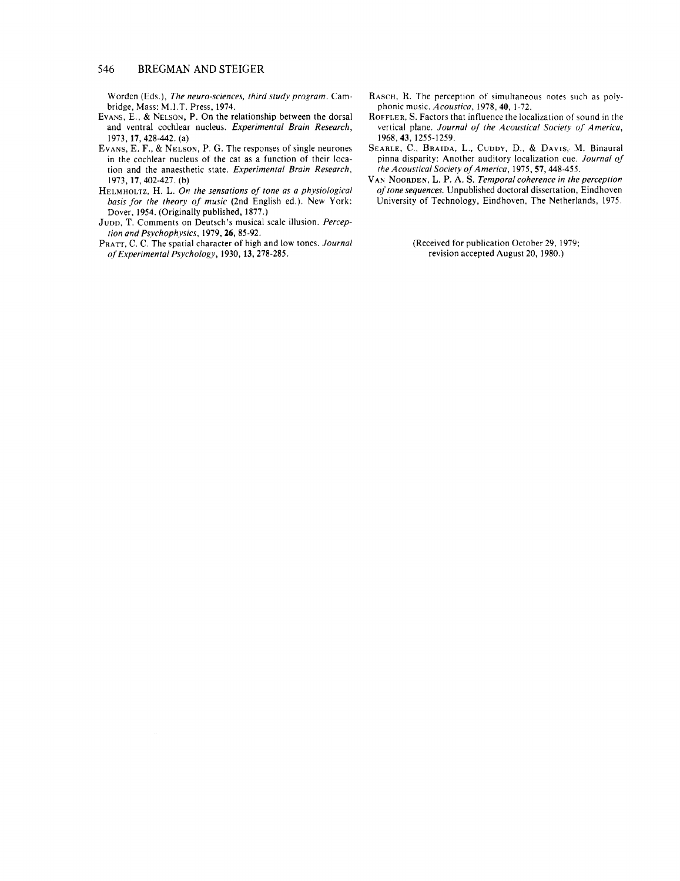Worden (Eds.), *The neuro-sciences, third study program*. Cambridge, Mass: M.I.T. Press, 1974.

Evans, E., & Nelson, P. On the relationship between the dorsal and ventral cochlear nucleus. *Experimental Brain Research*, 1973, **17**, 428-442. (a)

Evans, E. F., & Nelson, P. G. The responses of single neurones in the cochlear nucleus of the cat as a function of their location and the anaesthetic state. *Experimental Brain Research*, 1973, **17**, 402-427. (b)

Helmholtz, H. L. *On the sensations of tone as a physiological basis for the theory of music* (2nd English ed.). New York: Dover, 1954. (Originally published, 1877.)

Judd, T. Comments on Deutsch's musical scale illusion. *Perception and Psychophysics*, 1979, **26**, 85-92.

Pratt, C. C. The spatial character of high and low tones. *Journal of Experimental Psychology*, 1930, **13**, 278-285.

Rasch, R. The perception of simultaneous notes such as polyphonic music. *Acoustica*, 1978, **40**, 1-72.

Roffler, S. Factors that influence the localization of sound in the vertical plane. *Journal of the Acoustical Society of America*, 1968, **43**, 1255-1259.

Searle, C., Braida, L., Cuddy, D., & Davis, M. Binaural pinna disparity: Another auditory localization cue. *Journal of the Acoustical Society of America*, 1975, **57**, 448-455.

Van Noorden, L. P. A. S. *Temporal coherence in the perception of tone sequences.* Unpublished doctoral dissertation, Eindhoven University of Technology, Eindhoven, The Netherlands, 1975.

(Received for publication October 29, 1979; revision accepted August 20, 1980.)